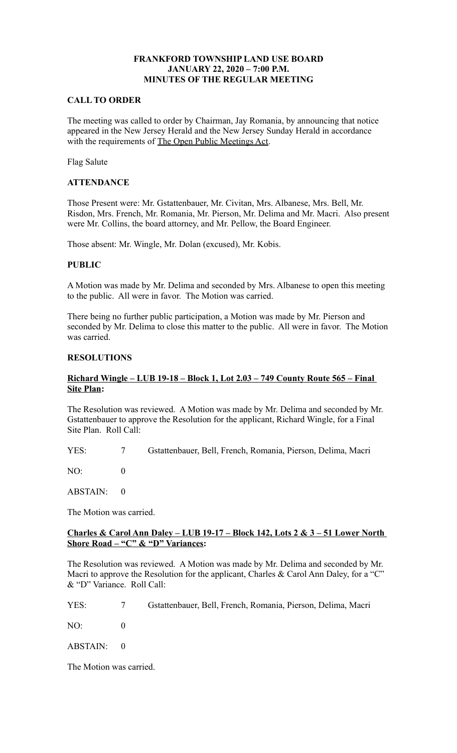**FRANKFORD TOWNSHIP LAND USE BOARD**
**JANUARY 22, 2020 – 7:00 P.M.**
**MINUTES OF THE REGULAR MEETING**

**CALL TO ORDER**

The meeting was called to order by Chairman, Jay Romania, by announcing that notice appeared in the New Jersey Herald and the New Jersey Sunday Herald in accordance with the requirements of The Open Public Meetings Act.

Flag Salute

**ATTENDANCE**

Those Present were: Mr. Gstattenbauer, Mr. Civitan, Mrs. Albanese, Mrs. Bell, Mr. Risdon, Mrs. French, Mr. Romania, Mr. Pierson, Mr. Delima and Mr. Macri. Also present were Mr. Collins, the board attorney, and Mr. Pellow, the Board Engineer.

Those absent: Mr. Wingle, Mr. Dolan (excused), Mr. Kobis.

**PUBLIC**

A Motion was made by Mr. Delima and seconded by Mrs. Albanese to open this meeting to the public. All were in favor. The Motion was carried.

There being no further public participation, a Motion was made by Mr. Pierson and seconded by Mr. Delima to close this matter to the public. All were in favor. The Motion was carried.

**RESOLUTIONS**

**Richard Wingle – LUB 19-18 – Block 1, Lot 2.03 – 749 County Route 565 – Final Site Plan:**

The Resolution was reviewed. A Motion was made by Mr. Delima and seconded by Mr. Gstattenbauer to approve the Resolution for the applicant, Richard Wingle, for a Final Site Plan. Roll Call:

YES: 7 Gstattenbauer, Bell, French, Romania, Pierson, Delima, Macri

NO: 0

ABSTAIN: 0

The Motion was carried.

**Charles & Carol Ann Daley – LUB 19-17 – Block 142, Lots 2 & 3 – 51 Lower North Shore Road – "C" & "D" Variances:**

The Resolution was reviewed. A Motion was made by Mr. Delima and seconded by Mr. Macri to approve the Resolution for the applicant, Charles & Carol Ann Daley, for a "C" & "D" Variance. Roll Call:

YES: 7 Gstattenbauer, Bell, French, Romania, Pierson, Delima, Macri

NO: 0

ABSTAIN: 0

The Motion was carried.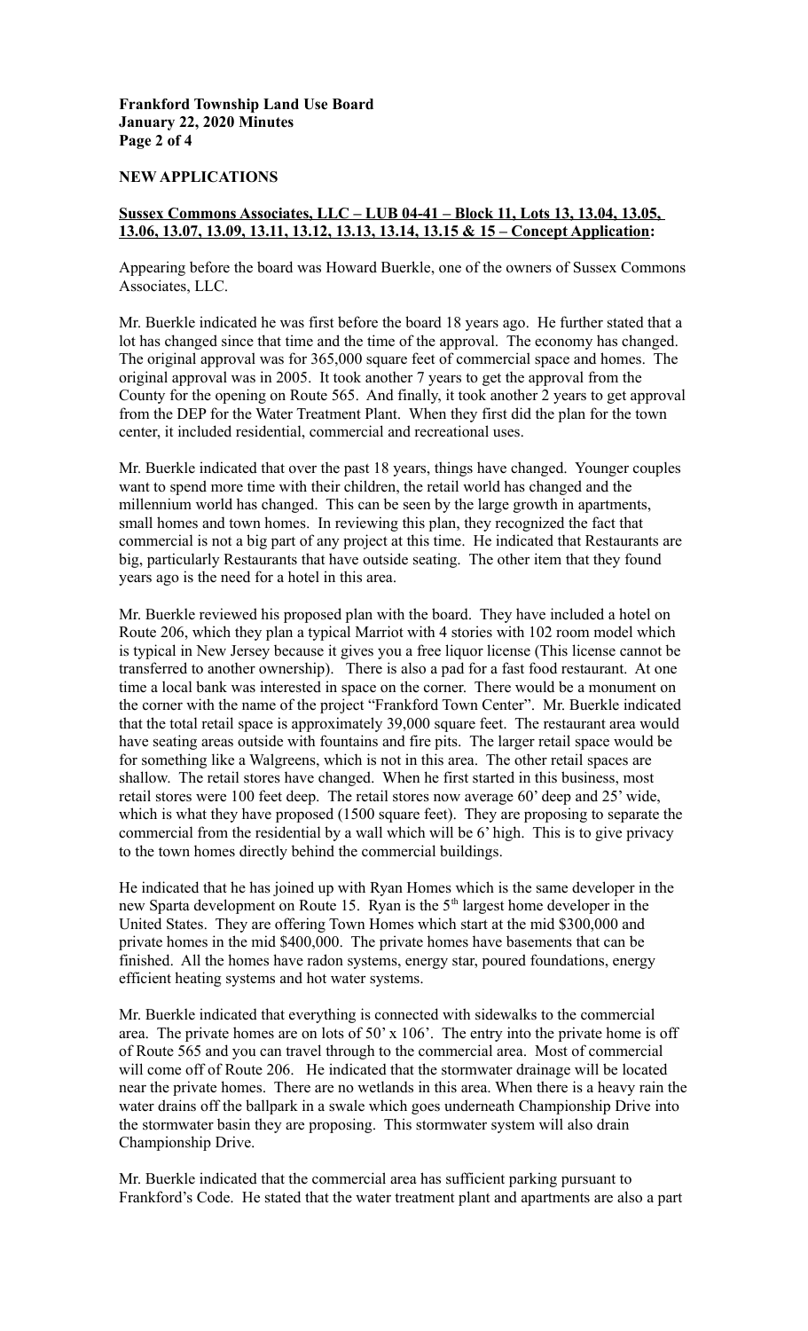## NEW APPLICATIONS

**Sussex Commons Associates, LLC – LUB 04-41 – Block 11, Lots 13, 13.04, 13.05, 13.06, 13.07, 13.09, 13.11, 13.12, 13.13, 13.14, 13.15 & 15 – Concept Application:**

Appearing before the board was Howard Buerkle, one of the owners of Sussex Commons Associates, LLC.

Mr. Buerkle indicated he was first before the board 18 years ago. He further stated that a lot has changed since that time and the time of the approval. The economy has changed. The original approval was for 365,000 square feet of commercial space and homes. The original approval was in 2005. It took another 7 years to get the approval from the County for the opening on Route 565. And finally, it took another 2 years to get approval from the DEP for the Water Treatment Plant. When they first did the plan for the town center, it included residential, commercial and recreational uses.

Mr. Buerkle indicated that over the past 18 years, things have changed. Younger couples want to spend more time with their children, the retail world has changed and the millennium world has changed. This can be seen by the large growth in apartments, small homes and town homes. In reviewing this plan, they recognized the fact that commercial is not a big part of any project at this time. He indicated that Restaurants are big, particularly Restaurants that have outside seating. The other item that they found years ago is the need for a hotel in this area.

Mr. Buerkle reviewed his proposed plan with the board. They have included a hotel on Route 206, which they plan a typical Marriot with 4 stories with 102 room model which is typical in New Jersey because it gives you a free liquor license (This license cannot be transferred to another ownership). There is also a pad for a fast food restaurant. At one time a local bank was interested in space on the corner. There would be a monument on the corner with the name of the project "Frankford Town Center". Mr. Buerkle indicated that the total retail space is approximately 39,000 square feet. The restaurant area would have seating areas outside with fountains and fire pits. The larger retail space would be for something like a Walgreens, which is not in this area. The other retail spaces are shallow. The retail stores have changed. When he first started in this business, most retail stores were 100 feet deep. The retail stores now average 60' deep and 25' wide, which is what they have proposed (1500 square feet). They are proposing to separate the commercial from the residential by a wall which will be 6' high. This is to give privacy to the town homes directly behind the commercial buildings.

He indicated that he has joined up with Ryan Homes which is the same developer in the new Sparta development on Route 15. Ryan is the 5th largest home developer in the United States. They are offering Town Homes which start at the mid $300,000 and private homes in the mid $400,000. The private homes have basements that can be finished. All the homes have radon systems, energy star, poured foundations, energy efficient heating systems and hot water systems.

Mr. Buerkle indicated that everything is connected with sidewalks to the commercial area. The private homes are on lots of 50' x 106'. The entry into the private home is off of Route 565 and you can travel through to the commercial area. Most of commercial will come off of Route 206. He indicated that the stormwater drainage will be located near the private homes. There are no wetlands in this area. When there is a heavy rain the water drains off the ballpark in a swale which goes underneath Championship Drive into the stormwater basin they are proposing. This stormwater system will also drain Championship Drive.

Mr. Buerkle indicated that the commercial area has sufficient parking pursuant to Frankford's Code. He stated that the water treatment plant and apartments are also a part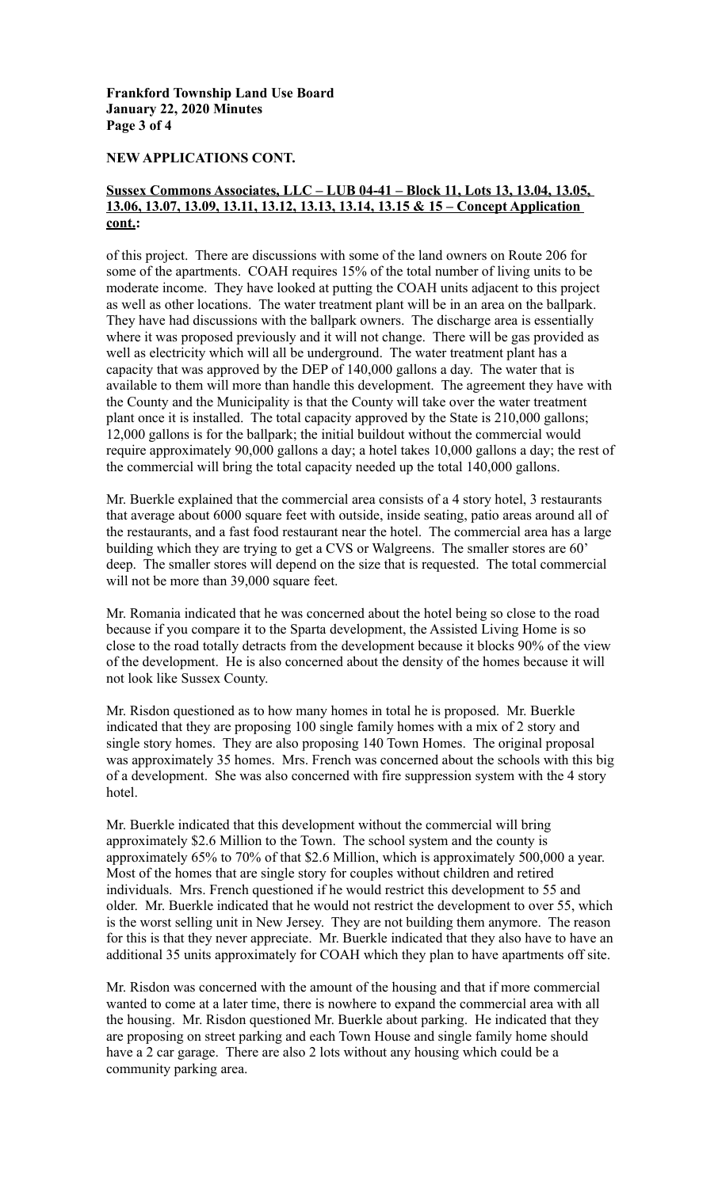**NEW APPLICATIONS CONT.**

**Sussex Commons Associates, LLC – LUB 04-41 – Block 11, Lots 13, 13.04, 13.05, 13.06, 13.07, 13.09, 13.11, 13.12, 13.13, 13.14, 13.15 & 15 – Concept Application cont.:**

of this project. There are discussions with some of the land owners on Route 206 for some of the apartments. COAH requires 15% of the total number of living units to be moderate income. They have looked at putting the COAH units adjacent to this project as well as other locations. The water treatment plant will be in an area on the ballpark. They have had discussions with the ballpark owners. The discharge area is essentially where it was proposed previously and it will not change. There will be gas provided as well as electricity which will all be underground. The water treatment plant has a capacity that was approved by the DEP of 140,000 gallons a day. The water that is available to them will more than handle this development. The agreement they have with the County and the Municipality is that the County will take over the water treatment plant once it is installed. The total capacity approved by the State is 210,000 gallons; 12,000 gallons is for the ballpark; the initial buildout without the commercial would require approximately 90,000 gallons a day; a hotel takes 10,000 gallons a day; the rest of the commercial will bring the total capacity needed up the total 140,000 gallons.

Mr. Buerkle explained that the commercial area consists of a 4 story hotel, 3 restaurants that average about 6000 square feet with outside, inside seating, patio areas around all of the restaurants, and a fast food restaurant near the hotel. The commercial area has a large building which they are trying to get a CVS or Walgreens. The smaller stores are 60' deep. The smaller stores will depend on the size that is requested. The total commercial will not be more than 39,000 square feet.

Mr. Romania indicated that he was concerned about the hotel being so close to the road because if you compare it to the Sparta development, the Assisted Living Home is so close to the road totally detracts from the development because it blocks 90% of the view of the development. He is also concerned about the density of the homes because it will not look like Sussex County.

Mr. Risdon questioned as to how many homes in total he is proposed. Mr. Buerkle indicated that they are proposing 100 single family homes with a mix of 2 story and single story homes. They are also proposing 140 Town Homes. The original proposal was approximately 35 homes. Mrs. French was concerned about the schools with this big of a development. She was also concerned with fire suppression system with the 4 story hotel.

Mr. Buerkle indicated that this development without the commercial will bring approximately $2.6 Million to the Town. The school system and the county is approximately 65% to 70% of that $2.6 Million, which is approximately 500,000 a year. Most of the homes that are single story for couples without children and retired individuals. Mrs. French questioned if he would restrict this development to 55 and older. Mr. Buerkle indicated that he would not restrict the development to over 55, which is the worst selling unit in New Jersey. They are not building them anymore. The reason for this is that they never appreciate. Mr. Buerkle indicated that they also have to have an additional 35 units approximately for COAH which they plan to have apartments off site.

Mr. Risdon was concerned with the amount of the housing and that if more commercial wanted to come at a later time, there is nowhere to expand the commercial area with all the housing. Mr. Risdon questioned Mr. Buerkle about parking. He indicated that they are proposing on street parking and each Town House and single family home should have a 2 car garage. There are also 2 lots without any housing which could be a community parking area.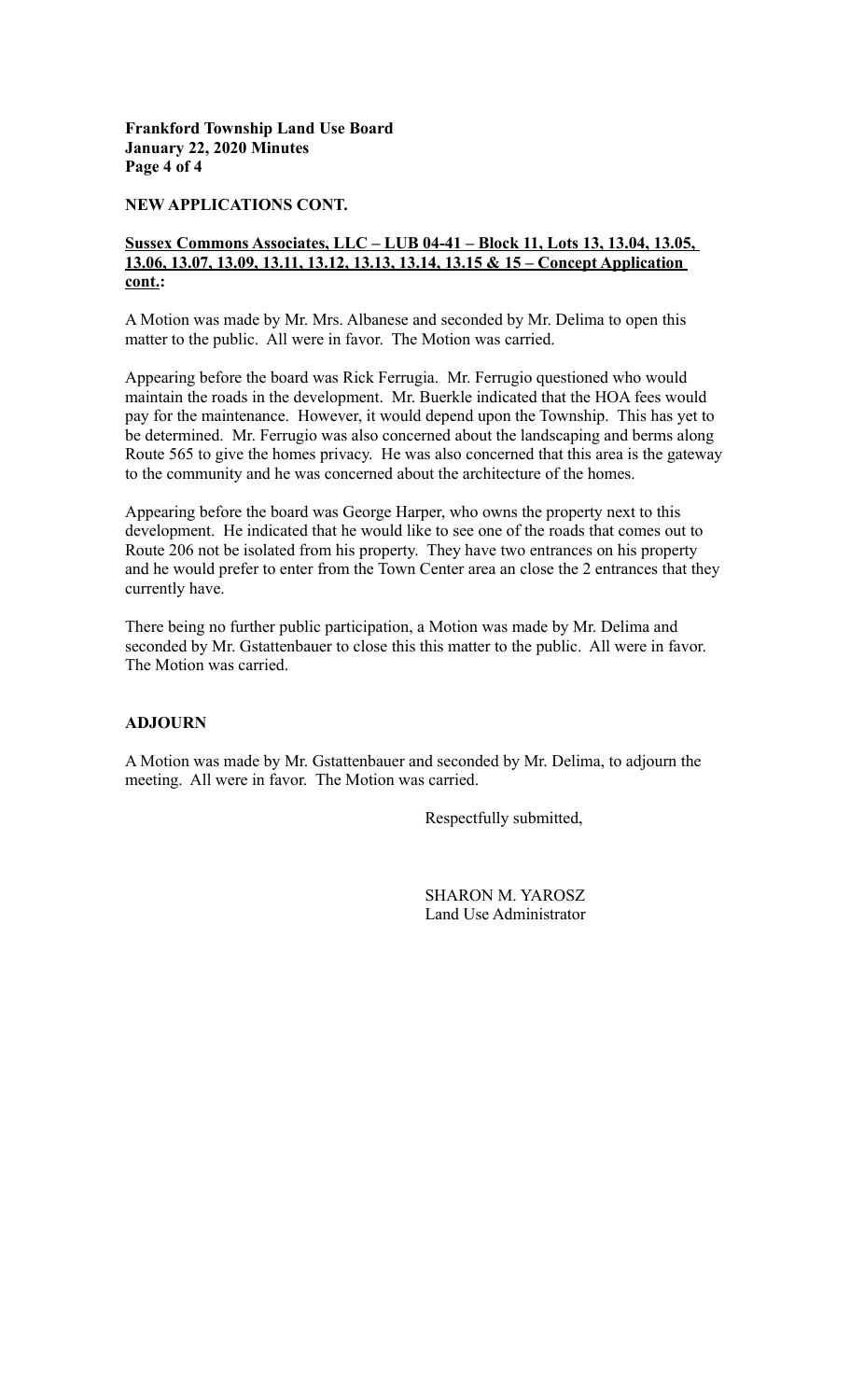**NEW APPLICATIONS CONT.**

**Sussex Commons Associates, LLC – LUB 04-41 – Block 11, Lots 13, 13.04, 13.05, 13.06, 13.07, 13.09, 13.11, 13.12, 13.13, 13.14, 13.15 & 15 – Concept Application cont.:**

A Motion was made by Mr. Mrs. Albanese and seconded by Mr. Delima to open this matter to the public. All were in favor. The Motion was carried.

Appearing before the board was Rick Ferrugia. Mr. Ferrugio questioned who would maintain the roads in the development. Mr. Buerkle indicated that the HOA fees would pay for the maintenance. However, it would depend upon the Township. This has yet to be determined. Mr. Ferrugio was also concerned about the landscaping and berms along Route 565 to give the homes privacy. He was also concerned that this area is the gateway to the community and he was concerned about the architecture of the homes.

Appearing before the board was George Harper, who owns the property next to this development. He indicated that he would like to see one of the roads that comes out to Route 206 not be isolated from his property. They have two entrances on his property and he would prefer to enter from the Town Center area an close the 2 entrances that they currently have.

There being no further public participation, a Motion was made by Mr. Delima and seconded by Mr. Gstattenbauer to close this this matter to the public. All were in favor. The Motion was carried.

**ADJOURN**

A Motion was made by Mr. Gstattenbauer and seconded by Mr. Delima, to adjourn the meeting. All were in favor. The Motion was carried.

Respectfully submitted,

SHARON M. YAROSZ
Land Use Administrator